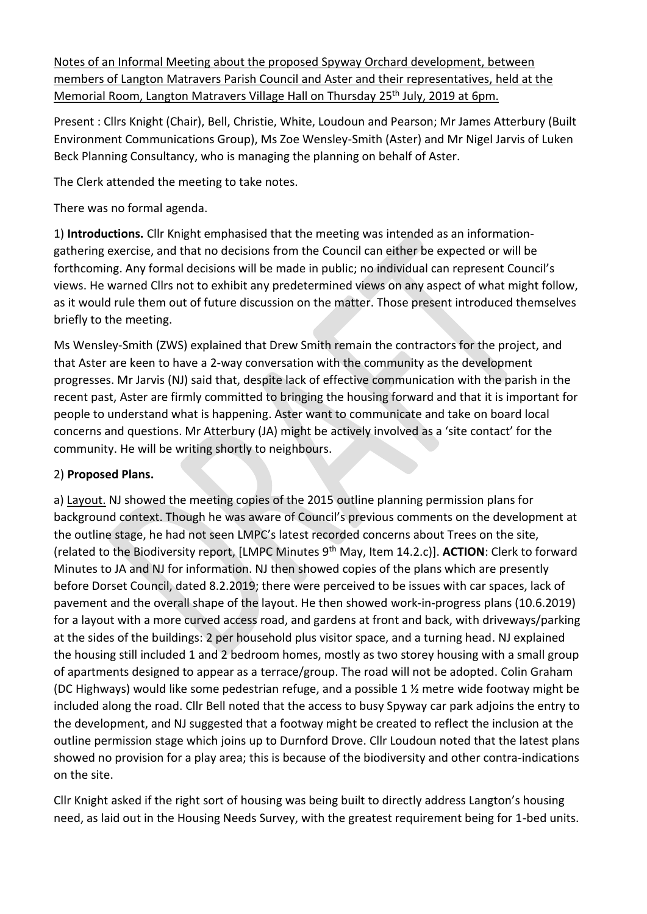Notes of an Informal Meeting about the proposed Spyway Orchard development, between members of Langton Matravers Parish Council and Aster and their representatives, held at the Memorial Room, Langton Matravers Village Hall on Thursday 25th July, 2019 at 6pm.

Present : Cllrs Knight (Chair), Bell, Christie, White, Loudoun and Pearson; Mr James Atterbury (Built Environment Communications Group), Ms Zoe Wensley-Smith (Aster) and Mr Nigel Jarvis of Luken Beck Planning Consultancy, who is managing the planning on behalf of Aster.

The Clerk attended the meeting to take notes.

There was no formal agenda.

1) **Introductions.** Cllr Knight emphasised that the meeting was intended as an information-gathering exercise, and that no decisions from the Council can either be expected or will be forthcoming. Any formal decisions will be made in public; no individual can represent Council's views. He warned Cllrs not to exhibit any predetermined views on any aspect of what might follow, as it would rule them out of future discussion on the matter. Those present introduced themselves briefly to the meeting.

Ms Wensley-Smith (ZWS) explained that Drew Smith remain the contractors for the project, and that Aster are keen to have a 2-way conversation with the community as the development progresses. Mr Jarvis (NJ) said that, despite lack of effective communication with the parish in the recent past, Aster are firmly committed to bringing the housing forward and that it is important for people to understand what is happening. Aster want to communicate and take on board local concerns and questions. Mr Atterbury (JA) might be actively involved as a 'site contact' for the community. He will be writing shortly to neighbours.

2) **Proposed Plans.**

a) Layout. NJ showed the meeting copies of the 2015 outline planning permission plans for background context. Though he was aware of Council's previous comments on the development at the outline stage, he had not seen LMPC's latest recorded concerns about Trees on the site, (related to the Biodiversity report, [LMPC Minutes 9th May, Item 14.2.c)]. **ACTION**: Clerk to forward Minutes to JA and NJ for information. NJ then showed copies of the plans which are presently before Dorset Council, dated 8.2.2019; there were perceived to be issues with car spaces, lack of pavement and the overall shape of the layout. He then showed work-in-progress plans (10.6.2019) for a layout with a more curved access road, and gardens at front and back, with driveways/parking at the sides of the buildings: 2 per household plus visitor space, and a turning head. NJ explained the housing still included 1 and 2 bedroom homes, mostly as two storey housing with a small group of apartments designed to appear as a terrace/group. The road will not be adopted. Colin Graham (DC Highways) would like some pedestrian refuge, and a possible 1 ½ metre wide footway might be included along the road. Cllr Bell noted that the access to busy Spyway car park adjoins the entry to the development, and NJ suggested that a footway might be created to reflect the inclusion at the outline permission stage which joins up to Durnford Drove. Cllr Loudoun noted that the latest plans showed no provision for a play area; this is because of the biodiversity and other contra-indications on the site.

Cllr Knight asked if the right sort of housing was being built to directly address Langton's housing need, as laid out in the Housing Needs Survey, with the greatest requirement being for 1-bed units.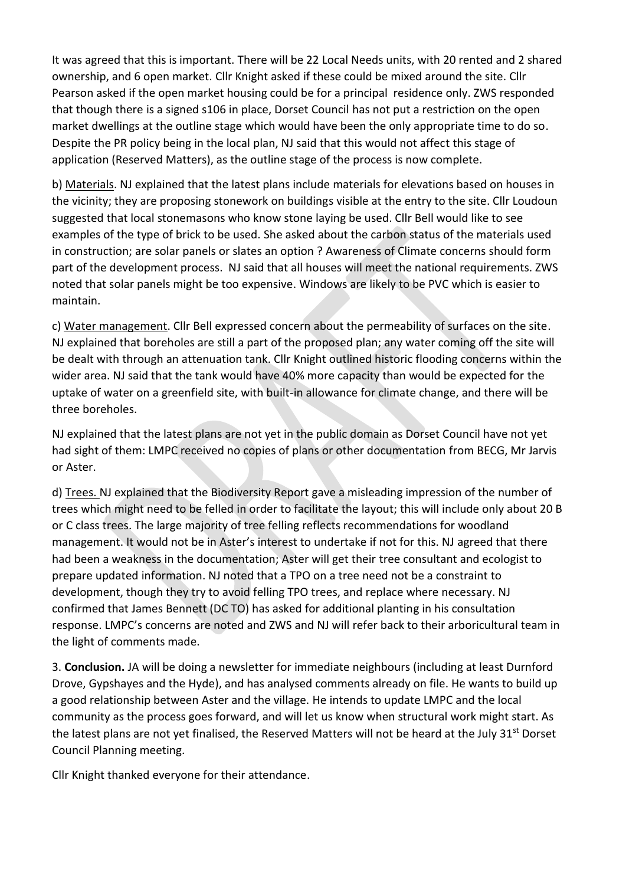It was agreed that this is important. There will be 22 Local Needs units, with 20 rented and 2 shared ownership, and 6 open market. Cllr Knight asked if these could be mixed around the site. Cllr Pearson asked if the open market housing could be for a principal residence only. ZWS responded that though there is a signed s106 in place, Dorset Council has not put a restriction on the open market dwellings at the outline stage which would have been the only appropriate time to do so. Despite the PR policy being in the local plan, NJ said that this would not affect this stage of application (Reserved Matters), as the outline stage of the process is now complete.

b) <u>Materials</u>. NJ explained that the latest plans include materials for elevations based on houses in the vicinity; they are proposing stonework on buildings visible at the entry to the site. Cllr Loudoun suggested that local stonemasons who know stone laying be used. Cllr Bell would like to see examples of the type of brick to be used. She asked about the carbon status of the materials used in construction; are solar panels or slates an option ? Awareness of Climate concerns should form part of the development process. NJ said that all houses will meet the national requirements. ZWS noted that solar panels might be too expensive. Windows are likely to be PVC which is easier to maintain.

c) <u>Water management</u>. Cllr Bell expressed concern about the permeability of surfaces on the site. NJ explained that boreholes are still a part of the proposed plan; any water coming off the site will be dealt with through an attenuation tank. Cllr Knight outlined historic flooding concerns within the wider area. NJ said that the tank would have 40% more capacity than would be expected for the uptake of water on a greenfield site, with built-in allowance for climate change, and there will be three boreholes.

NJ explained that the latest plans are not yet in the public domain as Dorset Council have not yet had sight of them: LMPC received no copies of plans or other documentation from BECG, Mr Jarvis or Aster.

d) <u>Trees.</u> NJ explained that the Biodiversity Report gave a misleading impression of the number of trees which might need to be felled in order to facilitate the layout; this will include only about 20 B or C class trees. The large majority of tree felling reflects recommendations for woodland management. It would not be in Aster's interest to undertake if not for this. NJ agreed that there had been a weakness in the documentation; Aster will get their tree consultant and ecologist to prepare updated information. NJ noted that a TPO on a tree need not be a constraint to development, though they try to avoid felling TPO trees, and replace where necessary. NJ confirmed that James Bennett (DC TO) has asked for additional planting in his consultation response. LMPC's concerns are noted and ZWS and NJ will refer back to their arboricultural team in the light of comments made.

3. **Conclusion.** JA will be doing a newsletter for immediate neighbours (including at least Durnford Drove, Gypshayes and the Hyde), and has analysed comments already on file. He wants to build up a good relationship between Aster and the village. He intends to update LMPC and the local community as the process goes forward, and will let us know when structural work might start. As the latest plans are not yet finalised, the Reserved Matters will not be heard at the July 31st Dorset Council Planning meeting.

Cllr Knight thanked everyone for their attendance.